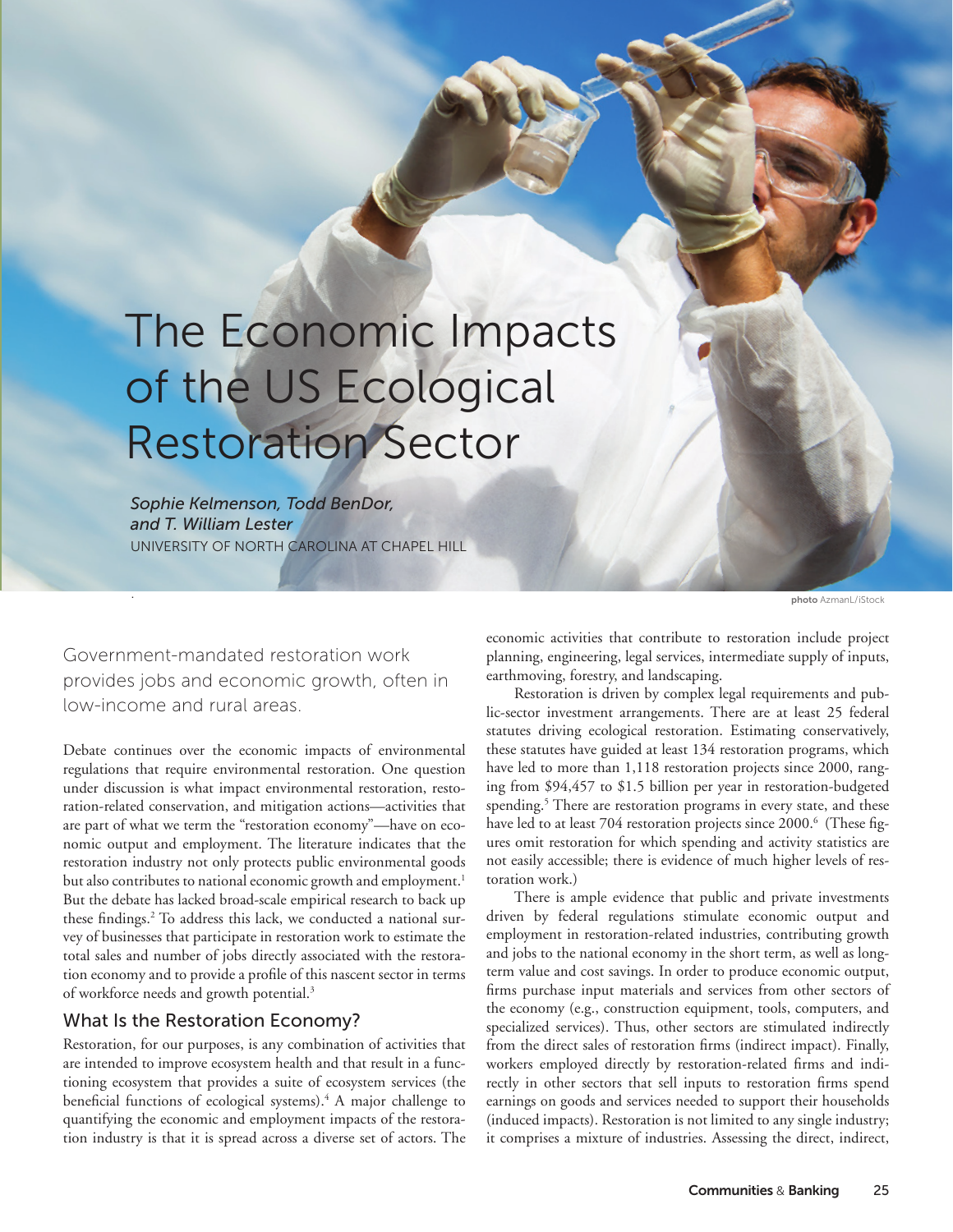# The Economic Impacts of the US Ecological Restoration Sector

*Sophie Kelmenson, Todd BenDor, and T. William Lester*
UNIVERSITY OF NORTH CAROLINA AT CHAPEL HILL

photo AzmanL/iStock

Government-mandated restoration work provides jobs and economic growth, often in low-income and rural areas.

Debate continues over the economic impacts of environmental regulations that require environmental restoration. One question under discussion is what impact environmental restoration, restoration-related conservation, and mitigation actions—activities that are part of what we term the "restoration economy"—have on economic output and employment. The literature indicates that the restoration industry not only protects public environmental goods but also contributes to national economic growth and employment.[1] But the debate has lacked broad-scale empirical research to back up these findings.[2] To address this lack, we conducted a national survey of businesses that participate in restoration work to estimate the total sales and number of jobs directly associated with the restoration economy and to provide a profile of this nascent sector in terms of workforce needs and growth potential.[3]

## What Is the Restoration Economy?

Restoration, for our purposes, is any combination of activities that are intended to improve ecosystem health and that result in a functioning ecosystem that provides a suite of ecosystem services (the beneficial functions of ecological systems).[4] A major challenge to quantifying the economic and employment impacts of the restoration industry is that it is spread across a diverse set of actors. The economic activities that contribute to restoration include project planning, engineering, legal services, intermediate supply of inputs, earthmoving, forestry, and landscaping.

Restoration is driven by complex legal requirements and public-sector investment arrangements. There are at least 25 federal statutes driving ecological restoration. Estimating conservatively, these statutes have guided at least 134 restoration programs, which have led to more than 1,118 restoration projects since 2000, ranging from $94,457 to $1.5 billion per year in restoration-budgeted spending.[5] There are restoration programs in every state, and these have led to at least 704 restoration projects since 2000.[6] (These figures omit restoration for which spending and activity statistics are not easily accessible; there is evidence of much higher levels of restoration work.)

There is ample evidence that public and private investments driven by federal regulations stimulate economic output and employment in restoration-related industries, contributing growth and jobs to the national economy in the short term, as well as long-term value and cost savings. In order to produce economic output, firms purchase input materials and services from other sectors of the economy (e.g., construction equipment, tools, computers, and specialized services). Thus, other sectors are stimulated indirectly from the direct sales of restoration firms (indirect impact). Finally, workers employed directly by restoration-related firms and indirectly in other sectors that sell inputs to restoration firms spend earnings on goods and services needed to support their households (induced impacts). Restoration is not limited to any single industry; it comprises a mixture of industries. Assessing the direct, indirect,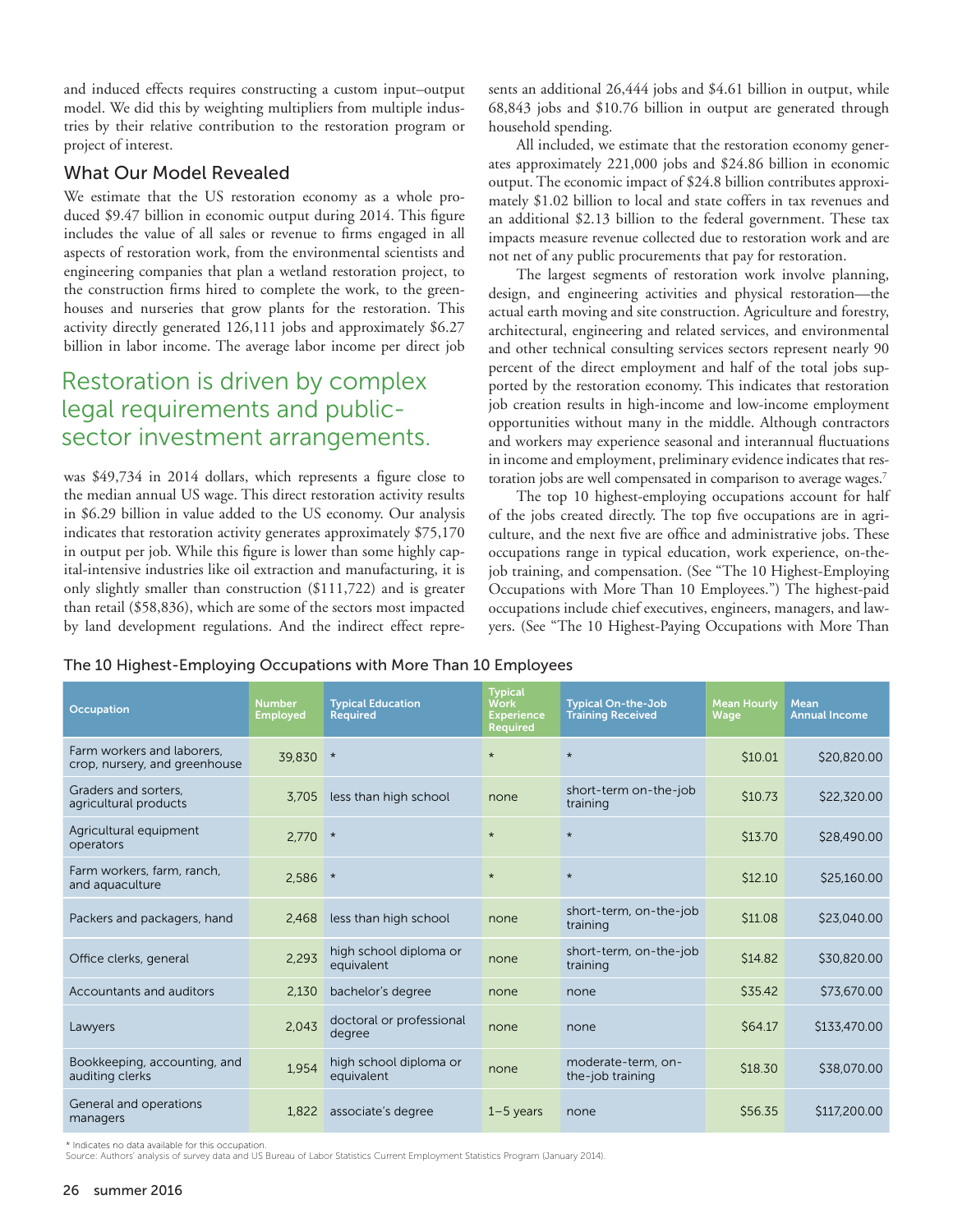and induced effects requires constructing a custom input–output model. We did this by weighting multipliers from multiple industries by their relative contribution to the restoration program or project of interest.

## What Our Model Revealed

We estimate that the US restoration economy as a whole produced $9.47 billion in economic output during 2014. This figure includes the value of all sales or revenue to firms engaged in all aspects of restoration work, from the environmental scientists and engineering companies that plan a wetland restoration project, to the construction firms hired to complete the work, to the greenhouses and nurseries that grow plants for the restoration. This activity directly generated 126,111 jobs and approximately $6.27 billion in labor income. The average labor income per direct job was $49,734 in 2014 dollars, which represents a figure close to the median annual US wage. This direct restoration activity results in $6.29 billion in value added to the US economy. Our analysis indicates that restoration activity generates approximately $75,170 in output per job. While this figure is lower than some highly capital-intensive industries like oil extraction and manufacturing, it is only slightly smaller than construction ($111,722) and is greater than retail ($58,836), which are some of the sectors most impacted by land development regulations. And the indirect effect represents an additional 26,444 jobs and $4.61 billion in output, while 68,843 jobs and $10.76 billion in output are generated through household spending.

> Restoration is driven by complex legal requirements and public-sector investment arrangements.

All included, we estimate that the restoration economy generates approximately 221,000 jobs and $24.86 billion in economic output. The economic impact of $24.8 billion contributes approximately $1.02 billion to local and state coffers in tax revenues and an additional $2.13 billion to the federal government. These tax impacts measure revenue collected due to restoration work and are not net of any public procurements that pay for restoration.

The largest segments of restoration work involve planning, design, and engineering activities and physical restoration—the actual earth moving and site construction. Agriculture and forestry, architectural, engineering and related services, and environmental and other technical consulting services sectors represent nearly 90 percent of the direct employment and half of the total jobs supported by the restoration economy. This indicates that restoration job creation results in high-income and low-income employment opportunities without many in the middle. Although contractors and workers may experience seasonal and interannual fluctuations in income and employment, preliminary evidence indicates that restoration jobs are well compensated in comparison to average wages.[7]

The top 10 highest-employing occupations account for half of the jobs created directly. The top five occupations are in agriculture, and the next five are office and administrative jobs. These occupations range in typical education, work experience, on-the-job training, and compensation. (See "The 10 Highest-Employing Occupations with More Than 10 Employees.") The highest-paid occupations include chief executives, engineers, managers, and lawyers. (See "The 10 Highest-Paying Occupations with More Than

### The 10 Highest-Employing Occupations with More Than 10 Employees

| Occupation | Number Employed | Typical Education Required | Typical Work Experience Required | Typical On-the-Job Training Received | Mean Hourly Wage | Mean Annual Income |
|---|---|---|---|---|---|---|
| Farm workers and laborers, crop, nursery, and greenhouse | 39,830 | * | * | * | $10.01 | $20,820.00 |
| Graders and sorters, agricultural products | 3,705 | less than high school | none | short-term on-the-job training | $10.73 | $22,320.00 |
| Agricultural equipment operators | 2,770 | * | * | * | $13.70 | $28,490.00 |
| Farm workers, farm, ranch, and aquaculture | 2,586 | * | * | * | $12.10 | $25,160.00 |
| Packers and packagers, hand | 2,468 | less than high school | none | short-term, on-the-job training | $11.08 | $23,040.00 |
| Office clerks, general | 2,293 | high school diploma or equivalent | none | short-term, on-the-job training | $14.82 | $30,820.00 |
| Accountants and auditors | 2,130 | bachelor's degree | none | none | $35.42 | $73,670.00 |
| Lawyers | 2,043 | doctoral or professional degree | none | none | $64.17 | $133,470.00 |
| Bookkeeping, accounting, and auditing clerks | 1,954 | high school diploma or equivalent | none | moderate-term, on-the-job training | $18.30 | $38,070.00 |
| General and operations managers | 1,822 | associate's degree | 1–5 years | none | $56.35 | $117,200.00 |

\* Indicates no data available for this occupation.
Source: Authors' analysis of survey data and US Bureau of Labor Statistics Current Employment Statistics Program (January 2014).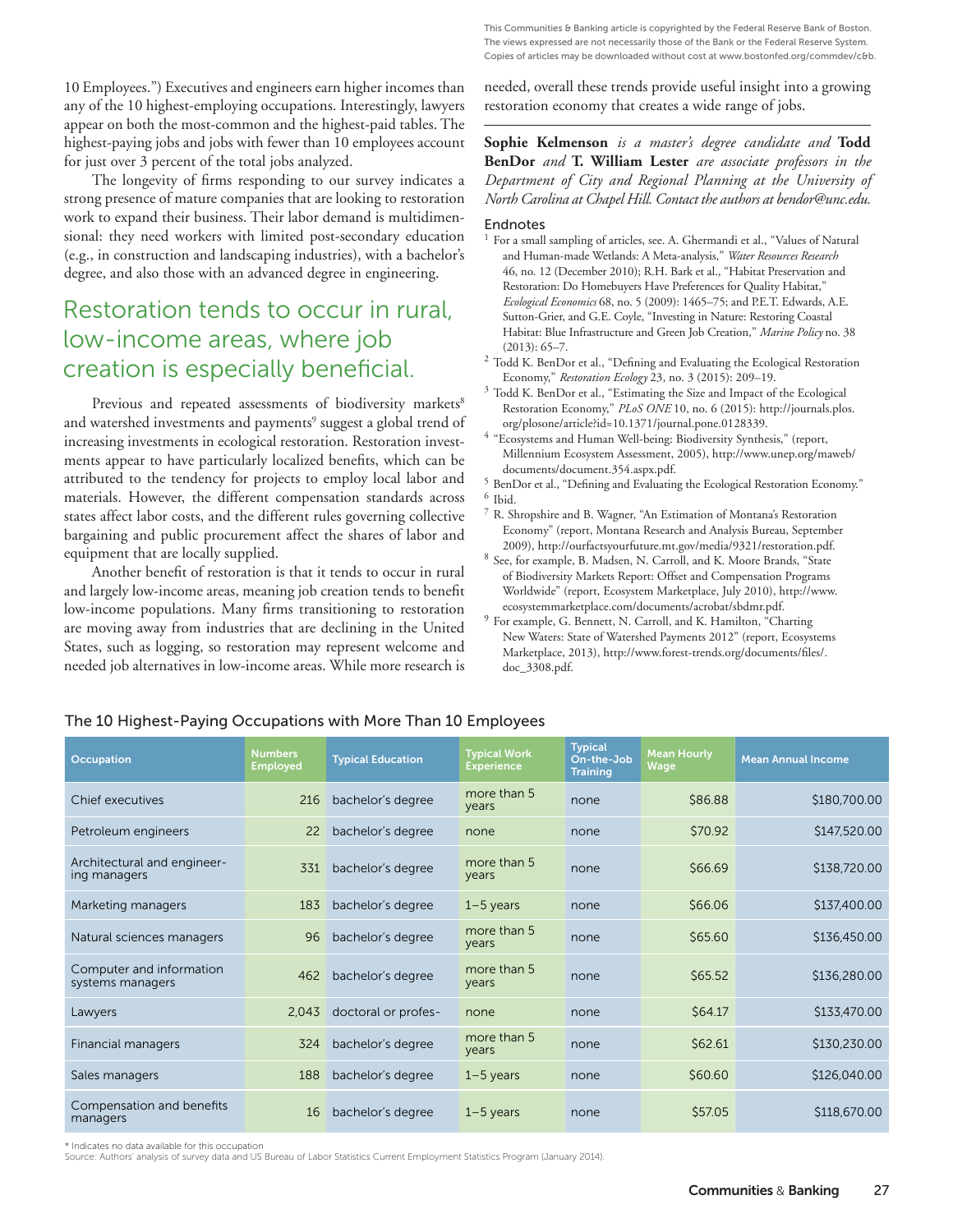10 Employees.") Executives and engineers earn higher incomes than any of the 10 highest-employing occupations. Interestingly, lawyers appear on both the most-common and the highest-paid tables. The highest-paying jobs and jobs with fewer than 10 employees account for just over 3 percent of the total jobs analyzed.

The longevity of firms responding to our survey indicates a strong presence of mature companies that are looking to restoration work to expand their business. Their labor demand is multidimensional: they need workers with limited post-secondary education (e.g., in construction and landscaping industries), with a bachelor's degree, and also those with an advanced degree in engineering.

## Restoration tends to occur in rural, low-income areas, where job creation is especially beneficial.

Previous and repeated assessments of biodiversity markets[8] and watershed investments and payments[9] suggest a global trend of increasing investments in ecological restoration. Restoration investments appear to have particularly localized benefits, which can be attributed to the tendency for projects to employ local labor and materials. However, the different compensation standards across states affect labor costs, and the different rules governing collective bargaining and public procurement affect the shares of labor and equipment that are locally supplied.

Another benefit of restoration is that it tends to occur in rural and largely low-income areas, meaning job creation tends to benefit low-income populations. Many firms transitioning to restoration are moving away from industries that are declining in the United States, such as logging, so restoration may represent welcome and needed job alternatives in low-income areas. While more research is needed, overall these trends provide useful insight into a growing restoration economy that creates a wide range of jobs.

**Sophie Kelmenson** *is a master's degree candidate and* **Todd BenDor** *and* **T. William Lester** *are associate professors in the Department of City and Regional Planning at the University of North Carolina at Chapel Hill. Contact the authors at bendor@unc.edu.*

### Endnotes

1 For a small sampling of articles, see. A. Ghermandi et al., "Values of Natural and Human-made Wetlands: A Meta-analysis," *Water Resources Research* 46, no. 12 (December 2010); R.H. Bark et al., "Habitat Preservation and Restoration: Do Homebuyers Have Preferences for Quality Habitat," *Ecological Economics* 68, no. 5 (2009): 1465–75; and P.E.T. Edwards, A.E. Sutton-Grier, and G.E. Coyle, "Investing in Nature: Restoring Coastal Habitat: Blue Infrastructure and Green Job Creation," *Marine Policy* no. 38 (2013): 65–7.

2 Todd K. BenDor et al., "Defining and Evaluating the Ecological Restoration Economy," *Restoration Ecology* 23, no. 3 (2015): 209–19.

3 Todd K. BenDor et al., "Estimating the Size and Impact of the Ecological Restoration Economy," *PLoS ONE* 10, no. 6 (2015): http://journals.plos.org/plosone/article?id=10.1371/journal.pone.0128339.

4 "Ecosystems and Human Well-being: Biodiversity Synthesis," (report, Millennium Ecosystem Assessment, 2005), http://www.unep.org/maweb/documents/document.354.aspx.pdf.

5 BenDor et al., "Defining and Evaluating the Ecological Restoration Economy."

6 Ibid.

7 R. Shropshire and B. Wagner, "An Estimation of Montana's Restoration Economy" (report, Montana Research and Analysis Bureau, September 2009), http://ourfactsyourfuture.mt.gov/media/9321/restoration.pdf.

8 See, for example, B. Madsen, N. Carroll, and K. Moore Brands, "State of Biodiversity Markets Report: Offset and Compensation Programs Worldwide" (report, Ecosystem Marketplace, July 2010), http://www.ecosystemmarketplace.com/documents/acrobat/sbdmr.pdf.

9 For example, G. Bennett, N. Carroll, and K. Hamilton, "Charting New Waters: State of Watershed Payments 2012" (report, Ecosystems Marketplace, 2013), http://www.forest-trends.org/documents/files/doc_3308.pdf.

### The 10 Highest-Paying Occupations with More Than 10 Employees

| Occupation | Numbers Employed | Typical Education | Typical Work Experience | Typical On-the-Job Training | Mean Hourly Wage | Mean Annual Income |
|---|---|---|---|---|---|---|
| Chief executives | 216 | bachelor's degree | more than 5 years | none | $86.88 | $180,700.00 |
| Petroleum engineers | 22 | bachelor's degree | none | none | $70.92 | $147,520.00 |
| Architectural and engineering managers | 331 | bachelor's degree | more than 5 years | none | $66.69 | $138,720.00 |
| Marketing managers | 183 | bachelor's degree | 1–5 years | none | $66.06 | $137,400.00 |
| Natural sciences managers | 96 | bachelor's degree | more than 5 years | none | $65.60 | $136,450.00 |
| Computer and information systems managers | 462 | bachelor's degree | more than 5 years | none | $65.52 | $136,280.00 |
| Lawyers | 2,043 | doctoral or profes- | none | none | $64.17 | $133,470.00 |
| Financial managers | 324 | bachelor's degree | more than 5 years | none | $62.61 | $130,230.00 |
| Sales managers | 188 | bachelor's degree | 1–5 years | none | $60.60 | $126,040.00 |
| Compensation and benefits managers | 16 | bachelor's degree | 1–5 years | none | $57.05 | $118,670.00 |

* Indicates no data available for this occupation

Source: Authors' analysis of survey data and US Bureau of Labor Statistics Current Employment Statistics Program (January 2014).